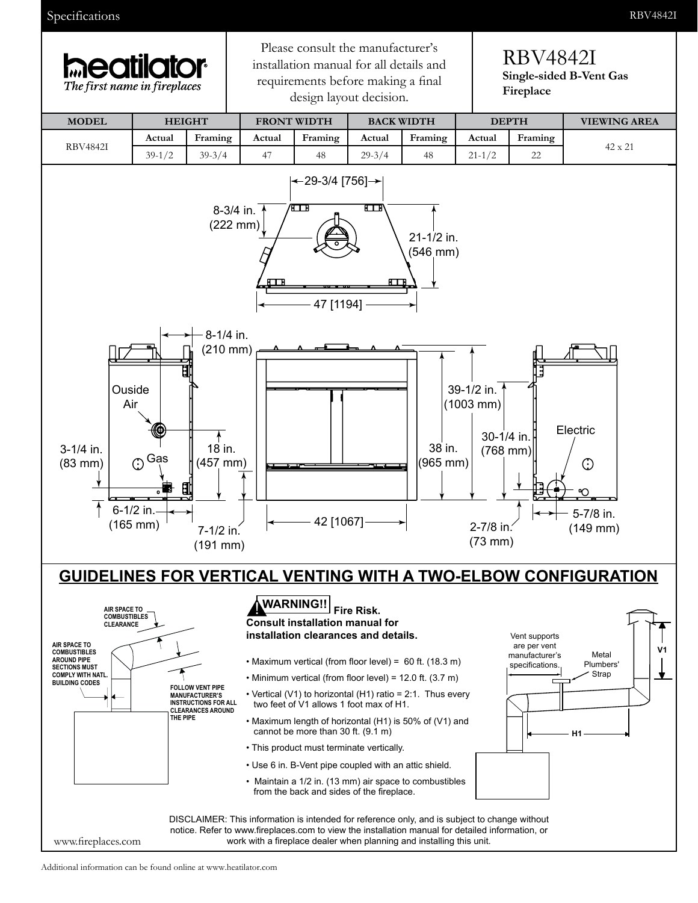heatilator
*The first name in fireplaces*

Please consult the manufacturer's installation manual for all details and requirements before making a final design layout decision.

# RBV4842I

**Single-sided B-Vent Gas Fireplace**

| MODEL | HEIGHT | | FRONT WIDTH | | BACK WIDTH | | DEPTH | | VIEWING AREA |
|---|---|---|---|---|---|---|---|---|---|
| | Actual | Framing | Actual | Framing | Actual | Framing | Actual | Framing | |
| RBV4842I | 39-1/2 | 39-3/4 | 47 | 48 | 29-3/4 | 48 | 21-1/2 | 22 | 42 x 21 |

29-3/4 [756]
8-3/4 in. (222 mm)
21-1/2 in. (546 mm)
47 [1194]

8-1/4 in. (210 mm)
Ouside Air
Gas
3-1/4 in. (83 mm)
18 in. (457 mm)
6-1/2 in. (165 mm)
7-1/2 in. (191 mm)
42 [1067]
38 in. (965 mm)
39-1/2 in. (1003 mm)
30-1/4 in. (768 mm)
Electric
2-7/8 in. (73 mm)
5-7/8 in. (149 mm)

## GUIDELINES FOR VERTICAL VENTING WITH A TWO-ELBOW CONFIGURATION

AIR SPACE TO COMBUSTIBLES CLEARANCE

AIR SPACE TO COMBUSTIBLES AROUND PIPE SECTIONS MUST COMPLY WITH NATL. BUILDING CODES

FOLLOW VENT PIPE MANUFACTURER'S INSTRUCTIONS FOR ALL CLEARANCES AROUND THE PIPE

**WARNING!! Fire Risk.**
**Consult installation manual for installation clearances and details.**

- Maximum vertical (from floor level) = 60 ft. (18.3 m)
- Minimum vertical (from floor level) = 12.0 ft. (3.7 m)
- Vertical (V1) to horizontal (H1) ratio = 2:1. Thus every two feet of V1 allows 1 foot max of H1.
- Maximum length of horizontal (H1) is 50% of (V1) and cannot be more than 30 ft. (9.1 m)
- This product must terminate vertically.
- Use 6 in. B-Vent pipe coupled with an attic shield.
- Maintain a 1/2 in. (13 mm) air space to combustibles from the back and sides of the fireplace.

Vent supports are per vent manufacturer's specifications.
Metal Plumbers' Strap
V1
H1

DISCLAIMER: This information is intended for reference only, and is subject to change without notice. Refer to www.fireplaces.com to view the installation manual for detailed information, or work with a fireplace dealer when planning and installing this unit.

www.fireplaces.com

Additional information can be found online at www.heatilator.com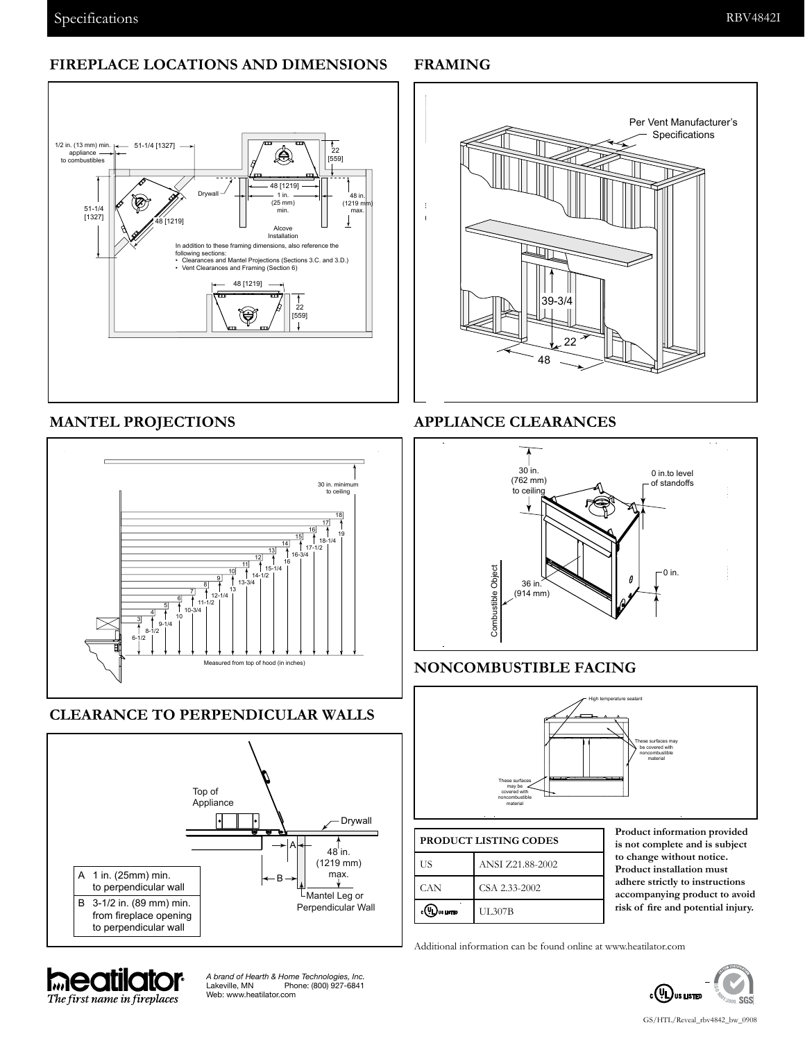## FIREPLACE LOCATIONS AND DIMENSIONS

1/2 in. (13 mm) min. appliance to combustibles

51-1/4 [1327]

51-1/4 [1327]

48 [1219]

22 [559]

48 [1219]

Drywall

1 in. (25 mm) min.

48 in. (1219 mm) max.

Alcove Installation

In addition to these framing dimensions, also reference the following sections:
- Clearances and Mantel Projections (Sections 3.C. and 3.D.)
- Vent Clearances and Framing (Section 6)

48 [1219]

22 [559]

## FRAMING

Per Vent Manufacturer's Specifications

39-3/4

22

48

## MANTEL PROJECTIONS

30 in. minimum to ceiling

3 4 5 6 7 8 9 10 11 12 13 14 15 16 17 18

6-1/2 8-1/2 9-1/4 10 10-3/4 11-1/2 12-1/4 13 13-3/4 14-1/2 15-1/4 16 16-3/4 17-1/2 18-1/4 19

Measured from top of hood (in inches)

## APPLIANCE CLEARANCES

30 in. (762 mm) to ceiling

0 in.to level of standoffs

36 in. (914 mm)

0 in.

Combustible Object

## CLEARANCE TO PERPENDICULAR WALLS

Top of Appliance

Drywall

48 in. (1219 mm) max.

Mantel Leg or Perpendicular Wall

A 1 in. (25mm) min. to perpendicular wall

B 3-1/2 in. (89 mm) min. from fireplace opening to perpendicular wall

## NONCOMBUSTIBLE FACING

High temperature sealant

These surfaces may be covered with noncombustible material

These surfaces may be covered with noncombustible material

| PRODUCT LISTING CODES | |
|---|---|
| US | ANSI Z21.88-2002 |
| CAN | CSA 2.33-2002 |
| c UL us LISTED | UL307B |

**Product information provided is not complete and is subject to change without notice. Product installation must adhere strictly to instructions accompanying product to avoid risk of fire and potential injury.**

Additional information can be found online at www.heatilator.com

heatilator® *The first name in fireplaces*

*A brand of Hearth & Home Technologies, Inc.*
Lakeville, MN Phone: (800) 927-6841
Web: www.heatilator.com

GS/HTL/Reveal_rbv4842_bw_0908